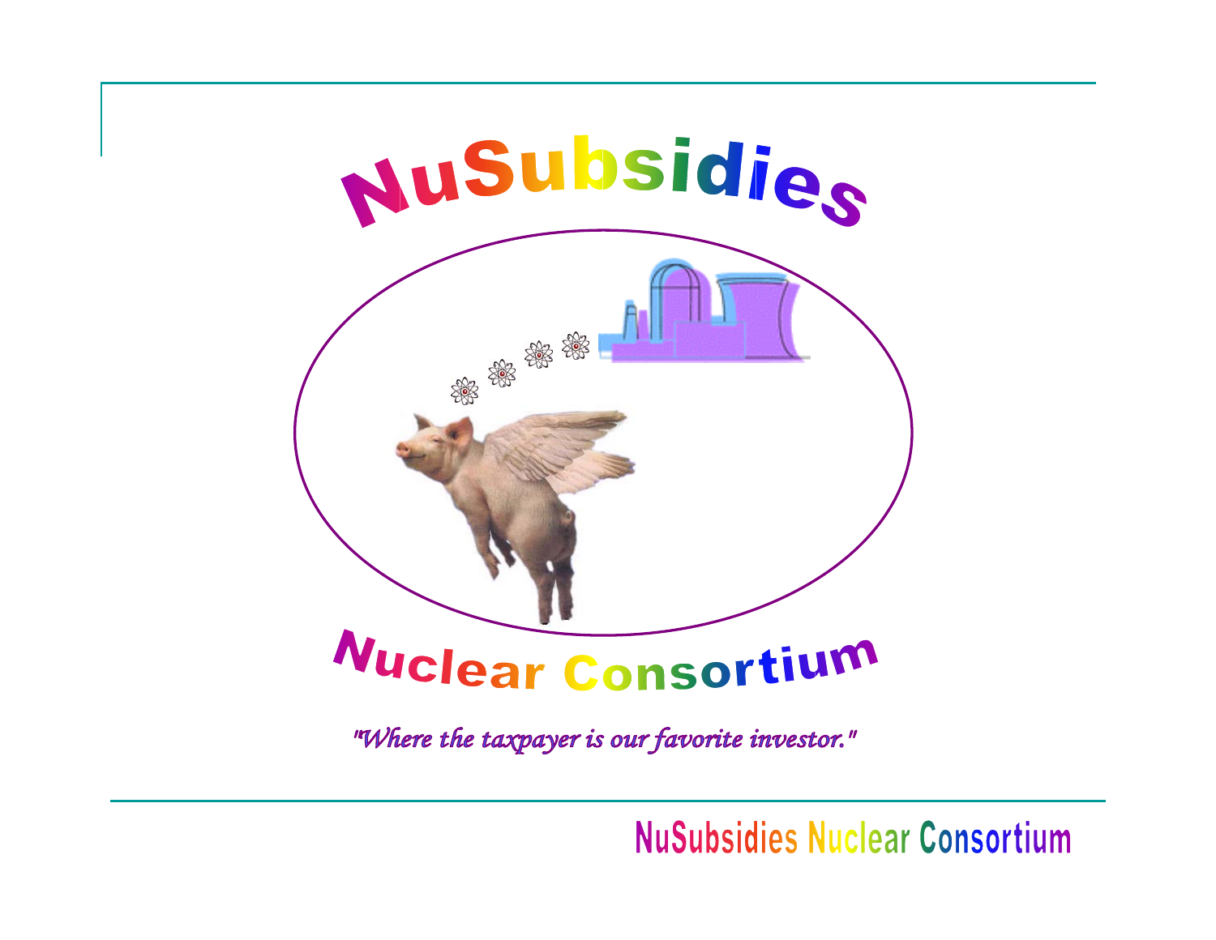# NuSubsidies

# Nuclear Consortium

*"Where the taxpayer is our favorite investor."*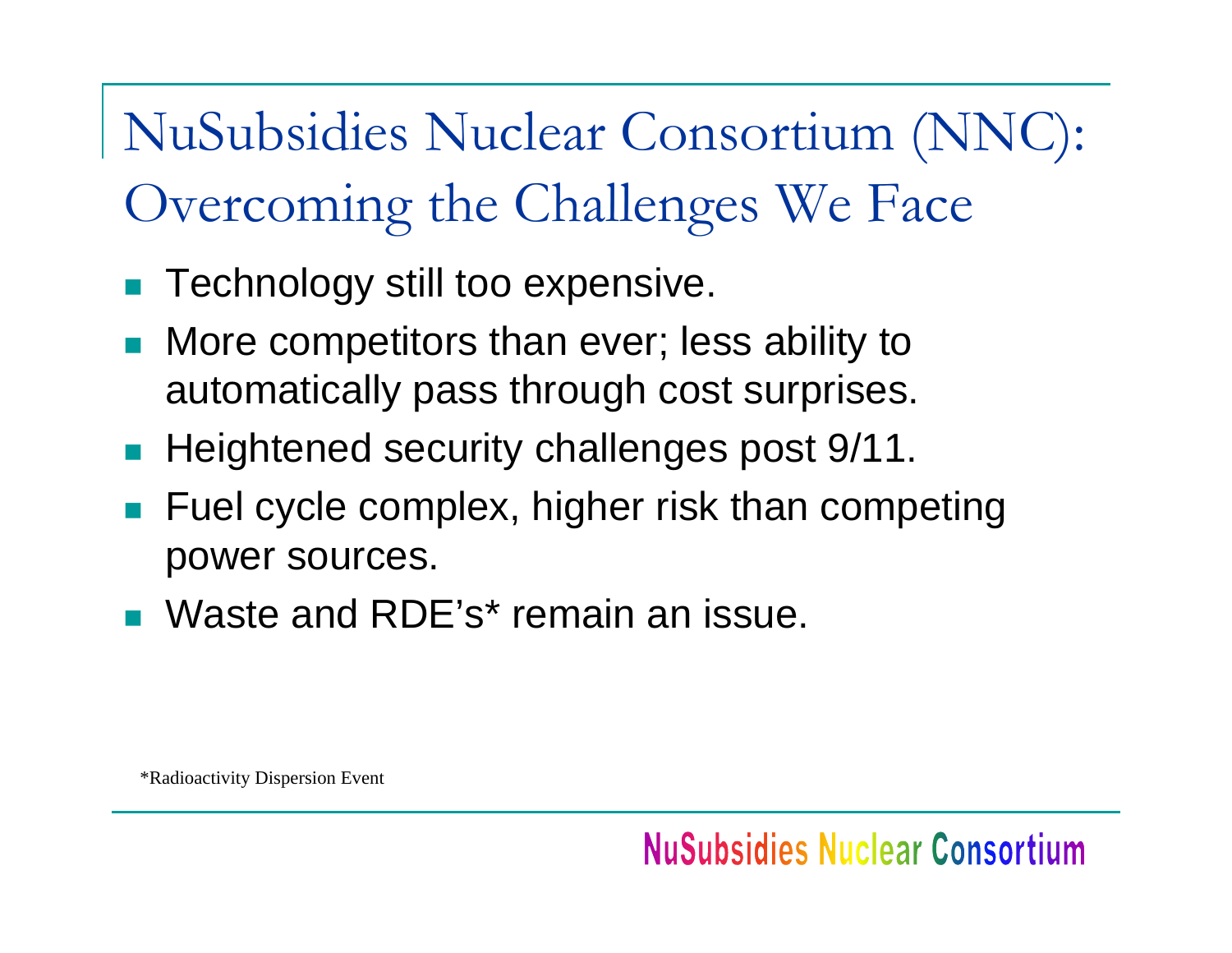# NuSubsidies Nuclear Consortium (NNC): Overcoming the Challenges We Face

- Technology still too expensive.
- More competitors than ever; less ability to automatically pass through cost surprises.
- Heightened security challenges post 9/11.
- Fuel cycle complex, higher risk than competing power sources.
- Waste and RDE's* remain an issue.

*Radioactivity Dispersion Event

NuSubsidies Nuclear Consortium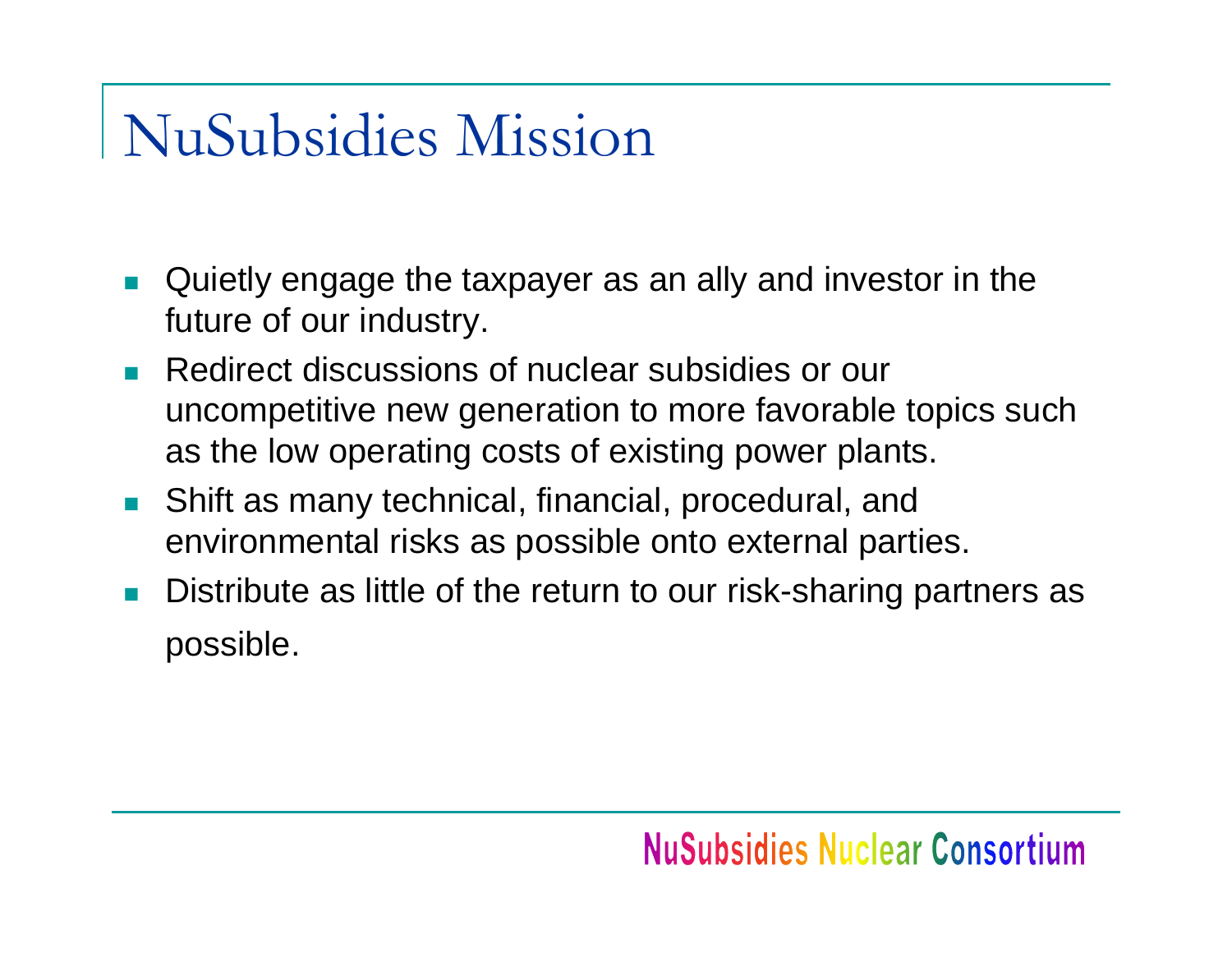# NuSubsidies Mission

- Quietly engage the taxpayer as an ally and investor in the future of our industry.
- Redirect discussions of nuclear subsidies or our uncompetitive new generation to more favorable topics such as the low operating costs of existing power plants.
- Shift as many technical, financial, procedural, and environmental risks as possible onto external parties.
- Distribute as little of the return to our risk-sharing partners as possible.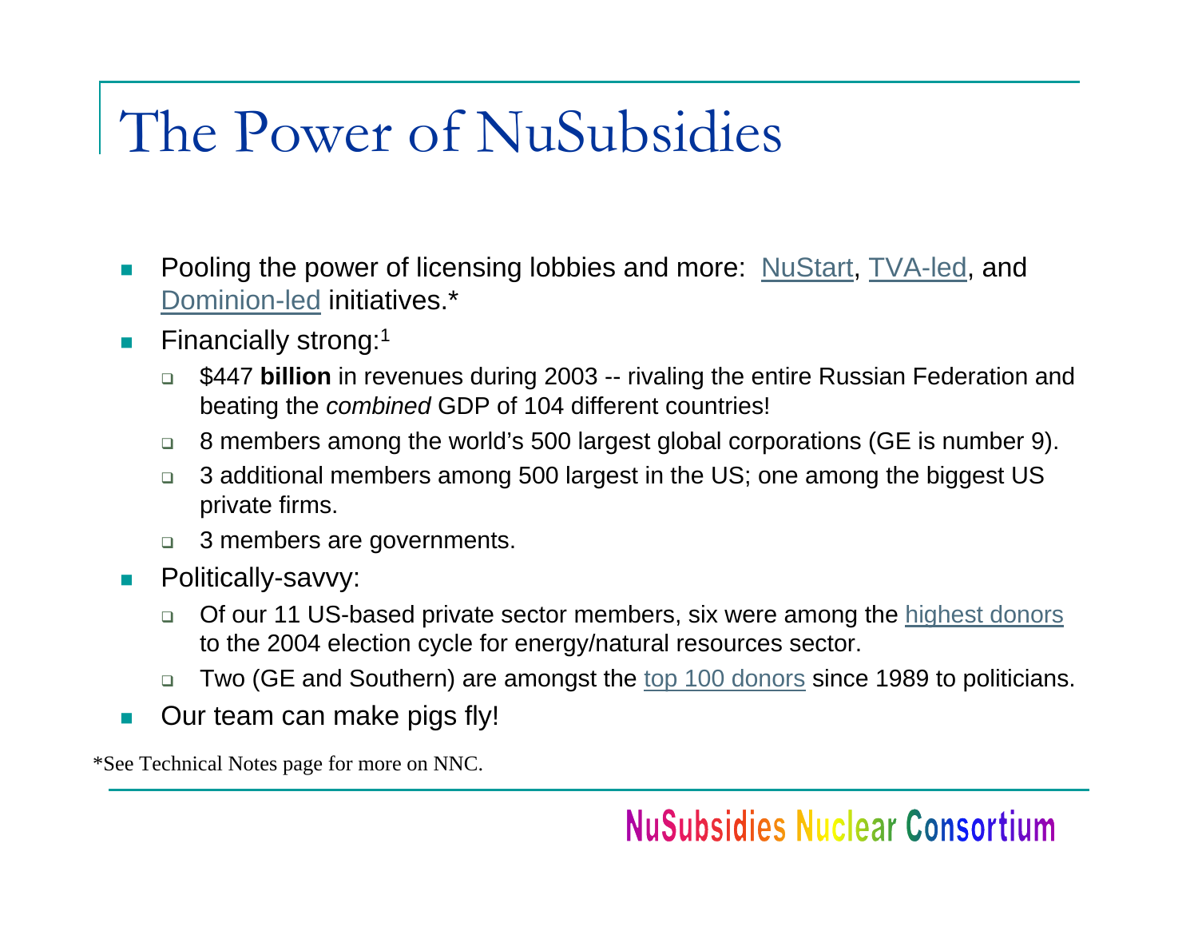# The Power of NuSubsidies

- Pooling the power of licensing lobbies and more: NuStart, TVA-led, and Dominion-led initiatives.*
- Financially strong:[1]
  - $447 **billion** in revenues during 2003 -- rivaling the entire Russian Federation and beating the *combined* GDP of 104 different countries!
  - 8 members among the world's 500 largest global corporations (GE is number 9).
  - 3 additional members among 500 largest in the US; one among the biggest US private firms.
  - 3 members are governments.
- Politically-savvy:
  - Of our 11 US-based private sector members, six were among the highest donors to the 2004 election cycle for energy/natural resources sector.
  - Two (GE and Southern) are amongst the top 100 donors since 1989 to politicians.
- Our team can make pigs fly!

*See Technical Notes page for more on NNC.

NuSubsidies Nuclear Consortium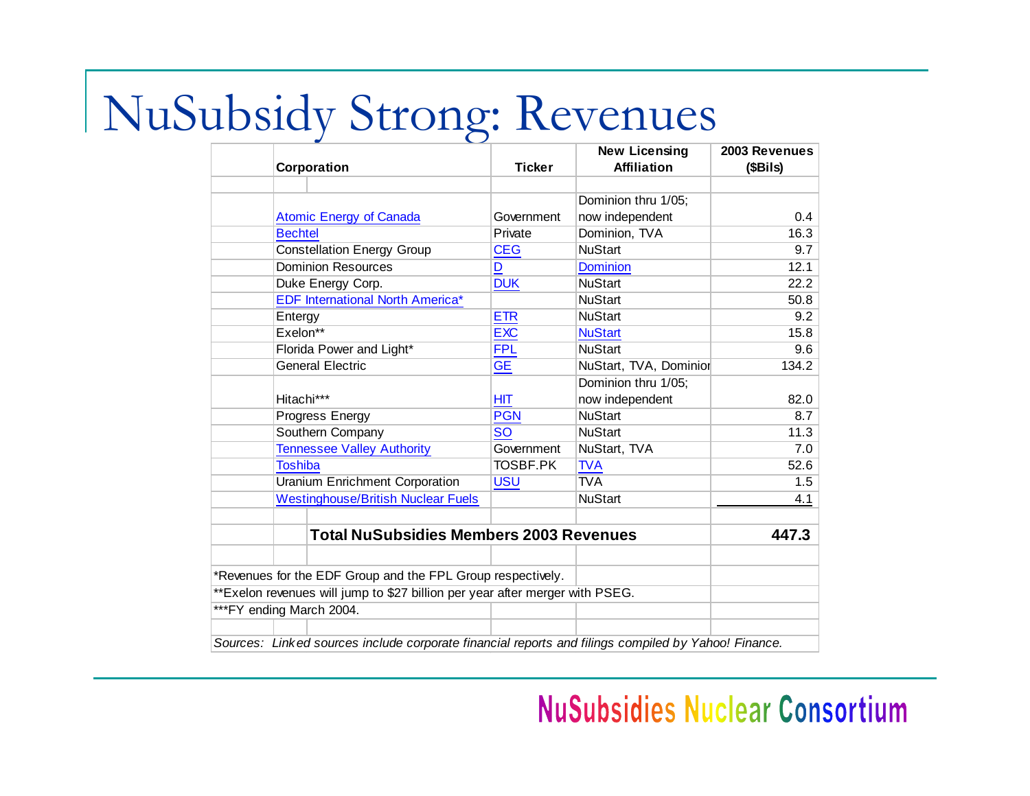# NuSubsidy Strong: Revenues

| Corporation | Ticker | New Licensing Affiliation | 2003 Revenues ($Bils) |
|---|---|---|---|
| Atomic Energy of Canada | Government | Dominion thru 1/05; now independent | 0.4 |
| Bechtel | Private | Dominion, TVA | 16.3 |
| Constellation Energy Group | CEG | NuStart | 9.7 |
| Dominion Resources | D | Dominion | 12.1 |
| Duke Energy Corp. | DUK | NuStart | 22.2 |
| EDF International North America* | | NuStart | 50.8 |
| Entergy | ETR | NuStart | 9.2 |
| Exelon** | EXC | NuStart | 15.8 |
| Florida Power and Light* | FPL | NuStart | 9.6 |
| General Electric | GE | NuStart, TVA, Dominion | 134.2 |
| Hitachi*** | HIT | Dominion thru 1/05; now independent | 82.0 |
| Progress Energy | PGN | NuStart | 8.7 |
| Southern Company | SO | NuStart | 11.3 |
| Tennessee Valley Authority | Government | NuStart, TVA | 7.0 |
| Toshiba | TOSBF.PK | TVA | 52.6 |
| Uranium Enrichment Corporation | USU | TVA | 1.5 |
| Westinghouse/British Nuclear Fuels | | NuStart | 4.1 |
| **Total NuSubsidies Members 2003 Revenues** | | | **447.3** |

*Revenues for the EDF Group and the FPL Group respectively.

**Exelon revenues will jump to $27 billion per year after merger with PSEG.

***FY ending March 2004.

*Sources: Linked sources include corporate financial reports and filings compiled by Yahoo! Finance.*

NuSubsidies Nuclear Consortium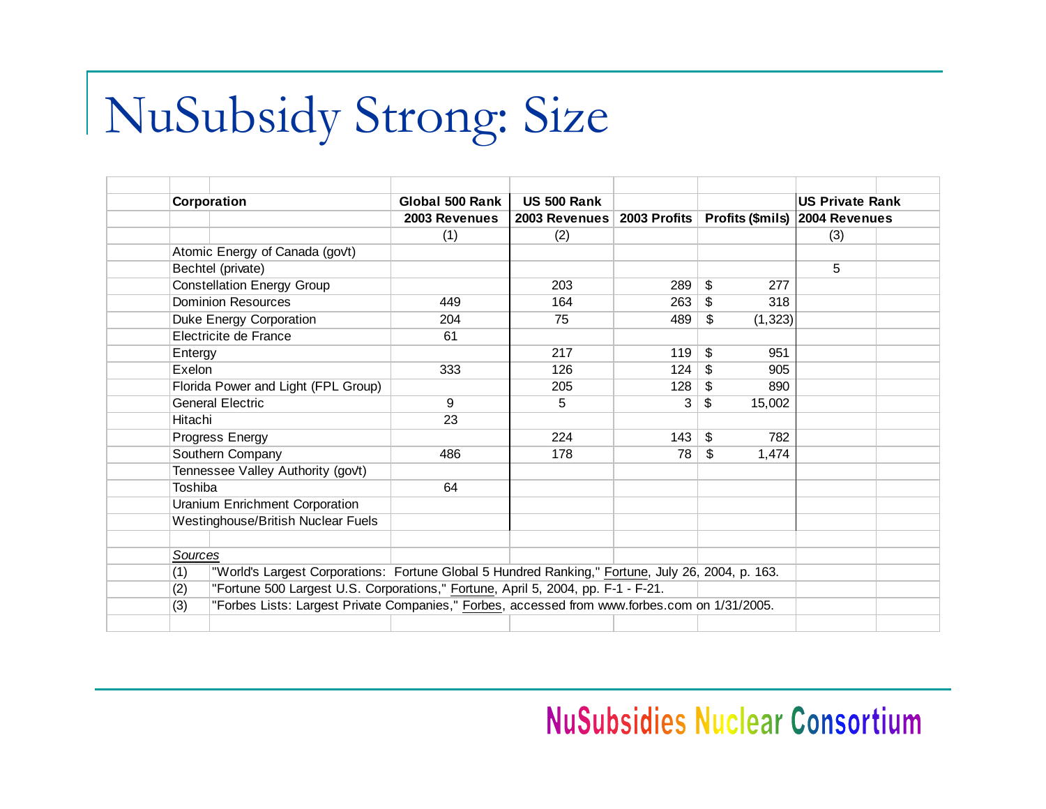# NuSubsidy Strong: Size

| Corporation | Global 500 Rank 2003 Revenues | US 500 Rank 2003 Revenues | 2003 Profits | Profits ($mils) | US Private Rank 2004 Revenues |
|---|---|---|---|---|---|
| | (1) | (2) | | | (3) |
| Atomic Energy of Canada (gov't) | | | | | |
| Bechtel (private) | | | | | 5 |
| Constellation Energy Group | | 203 | 289 | $ 277 | |
| Dominion Resources | 449 | 164 | 263 | $ 318 | |
| Duke Energy Corporation | 204 | 75 | 489 | $ (1,323) | |
| Electricite de France | 61 | | | | |
| Entergy | | 217 | 119 | $ 951 | |
| Exelon | 333 | 126 | 124 | $ 905 | |
| Florida Power and Light (FPL Group) | | 205 | 128 | $ 890 | |
| General Electric | 9 | 5 | 3 | $ 15,002 | |
| Hitachi | 23 | | | | |
| Progress Energy | | 224 | 143 | $ 782 | |
| Southern Company | 486 | 178 | 78 | $ 1,474 | |
| Tennessee Valley Authority (gov't) | | | | | |
| Toshiba | 64 | | | | |
| Uranium Enrichment Corporation | | | | | |
| Westinghouse/British Nuclear Fuels | | | | | |

*Sources*

(1) "World's Largest Corporations: Fortune Global 5 Hundred Ranking," Fortune, July 26, 2004, p. 163.

(2) "Fortune 500 Largest U.S. Corporations," Fortune, April 5, 2004, pp. F-1 - F-21.

(3) "Forbes Lists: Largest Private Companies," Forbes, accessed from www.forbes.com on 1/31/2005.

NuSubsidies Nuclear Consortium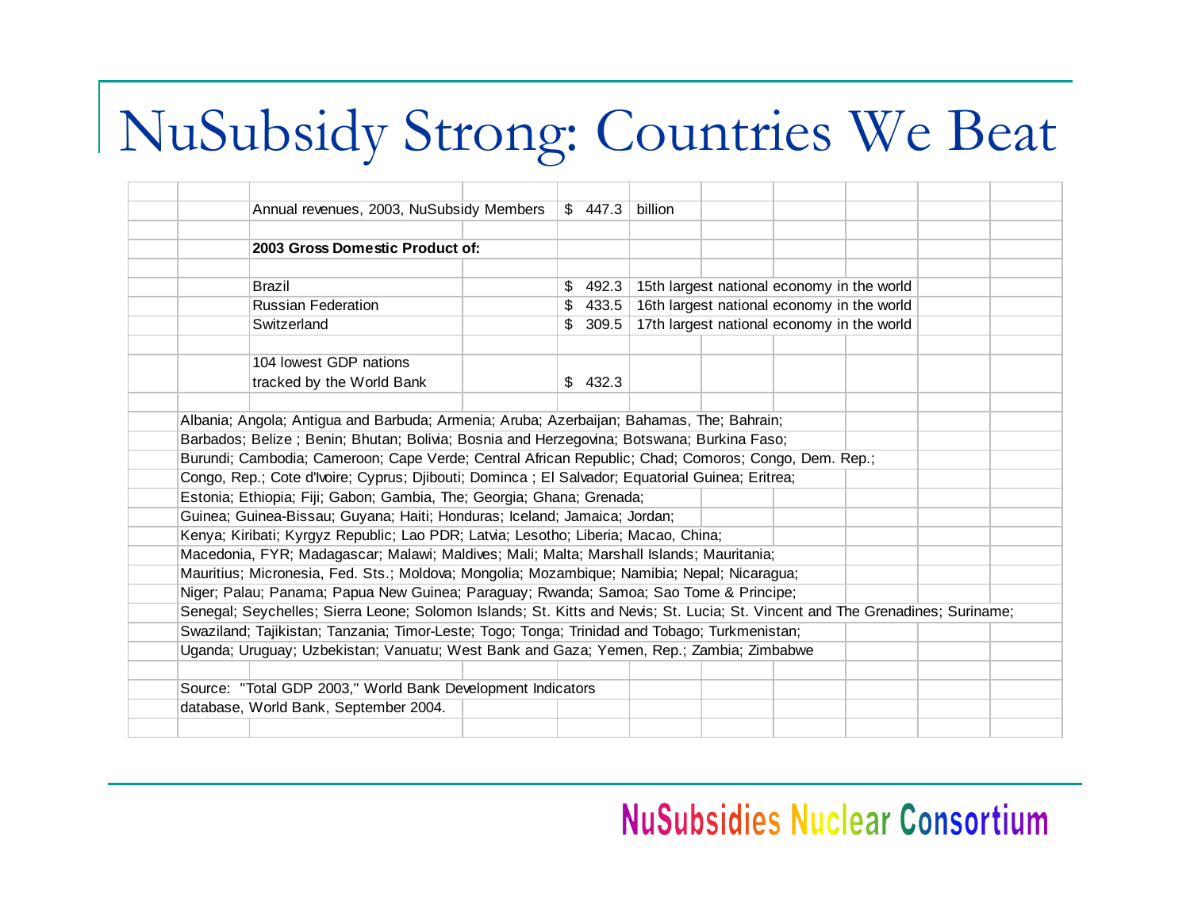# NuSubsidy Strong: Countries We Beat

| | | |
|---|---|---|
| Annual revenues, 2003, NuSubsidy Members | $ 447.3 | billion |
| **2003 Gross Domestic Product of:** | | |
| Brazil | $ 492.3 | 15th largest national economy in the world |
| Russian Federation | $ 433.5 | 16th largest national economy in the world |
| Switzerland | $ 309.5 | 17th largest national economy in the world |
| 104 lowest GDP nations tracked by the World Bank | $ 432.3 | |

Albania; Angola; Antigua and Barbuda; Armenia; Aruba; Azerbaijan; Bahamas, The; Bahrain; Barbados; Belize ; Benin; Bhutan; Bolivia; Bosnia and Herzegovina; Botswana; Burkina Faso; Burundi; Cambodia; Cameroon; Cape Verde; Central African Republic; Chad; Comoros; Congo, Dem. Rep.; Congo, Rep.; Cote d'Ivoire; Cyprus; Djibouti; Dominca ; El Salvador; Equatorial Guinea; Eritrea; Estonia; Ethiopia; Fiji; Gabon; Gambia, The; Georgia; Ghana; Grenada; Guinea; Guinea-Bissau; Guyana; Haiti; Honduras; Iceland; Jamaica; Jordan; Kenya; Kiribati; Kyrgyz Republic; Lao PDR; Latvia; Lesotho; Liberia; Macao, China; Macedonia, FYR; Madagascar; Malawi; Maldives; Mali; Malta; Marshall Islands; Mauritania; Mauritius; Micronesia, Fed. Sts.; Moldova; Mongolia; Mozambique; Namibia; Nepal; Nicaragua; Niger; Palau; Panama; Papua New Guinea; Paraguay; Rwanda; Samoa; Sao Tome & Principe; Senegal; Seychelles; Sierra Leone; Solomon Islands; St. Kitts and Nevis; St. Lucia; St. Vincent and The Grenadines; Suriname; Swaziland; Tajikistan; Tanzania; Timor-Leste; Togo; Tonga; Trinidad and Tobago; Turkmenistan; Uganda; Uruguay; Uzbekistan; Vanuatu; West Bank and Gaza; Yemen, Rep.; Zambia; Zimbabwe

Source: "Total GDP 2003," World Bank Development Indicators database, World Bank, September 2004.

NuSubsidies Nuclear Consortium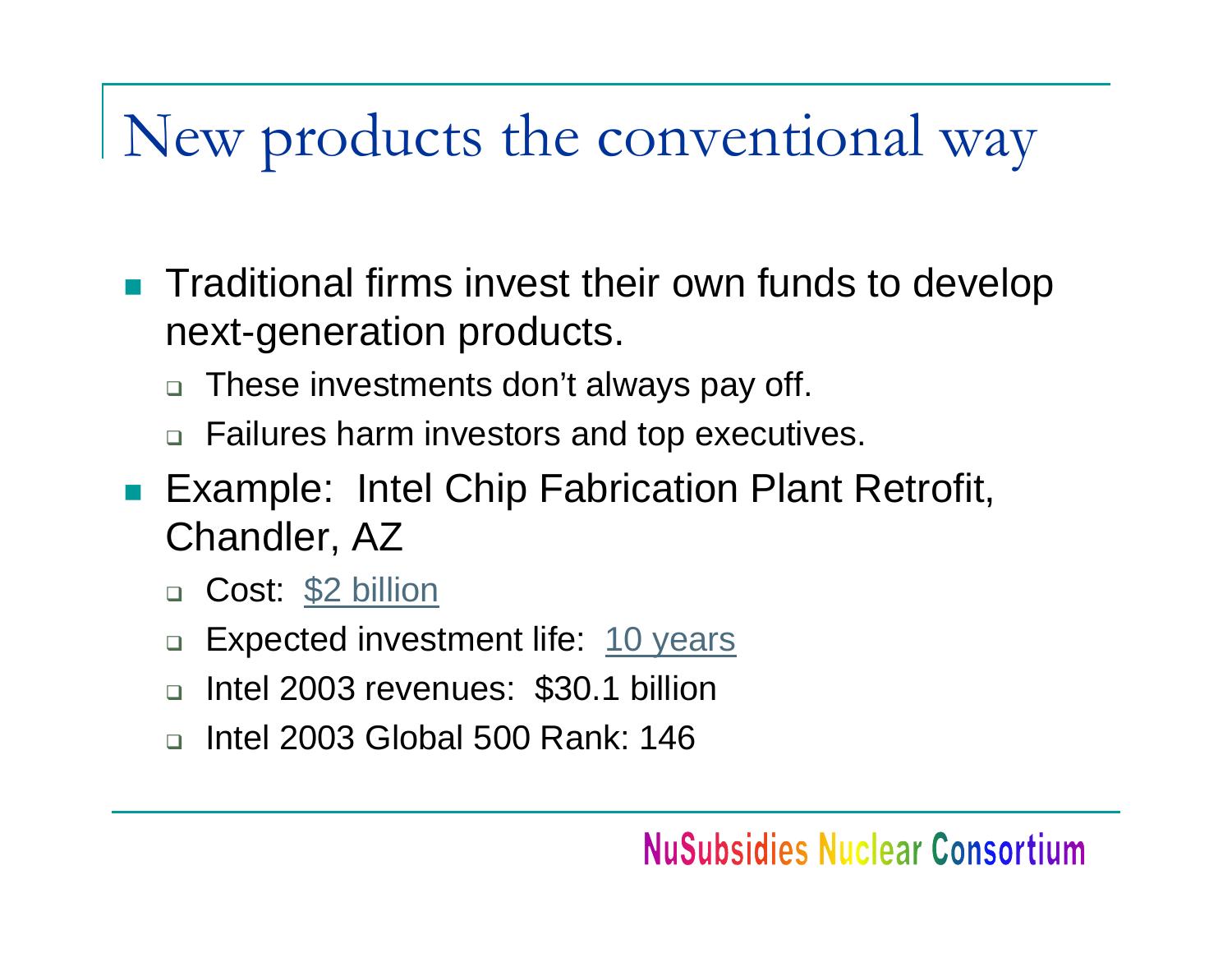# New products the conventional way

- Traditional firms invest their own funds to develop next-generation products.
  - These investments don't always pay off.
  - Failures harm investors and top executives.
- Example: Intel Chip Fabrication Plant Retrofit, Chandler, AZ
  - Cost: $2 billion
  - Expected investment life: 10 years
  - Intel 2003 revenues: $30.1 billion
  - Intel 2003 Global 500 Rank: 146

NuSubsidies Nuclear Consortium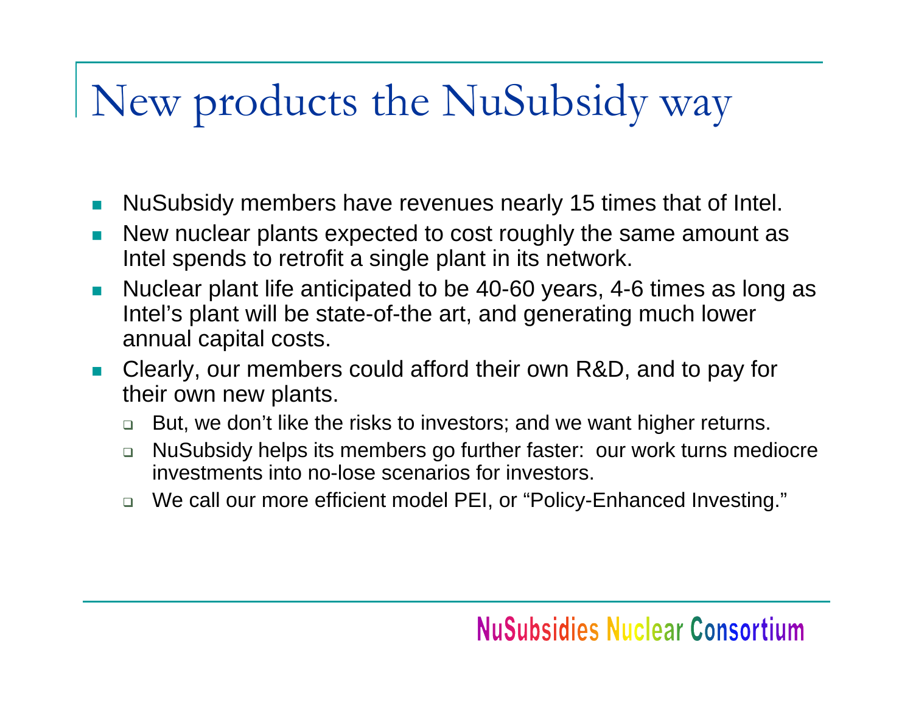# New products the NuSubsidy way

- NuSubsidy members have revenues nearly 15 times that of Intel.
- New nuclear plants expected to cost roughly the same amount as Intel spends to retrofit a single plant in its network.
- Nuclear plant life anticipated to be 40-60 years, 4-6 times as long as Intel's plant will be state-of-the art, and generating much lower annual capital costs.
- Clearly, our members could afford their own R&D, and to pay for their own new plants.
  - But, we don't like the risks to investors; and we want higher returns.
  - NuSubsidy helps its members go further faster: our work turns mediocre investments into no-lose scenarios for investors.
  - We call our more efficient model PEI, or "Policy-Enhanced Investing."

NuSubsidies Nuclear Consortium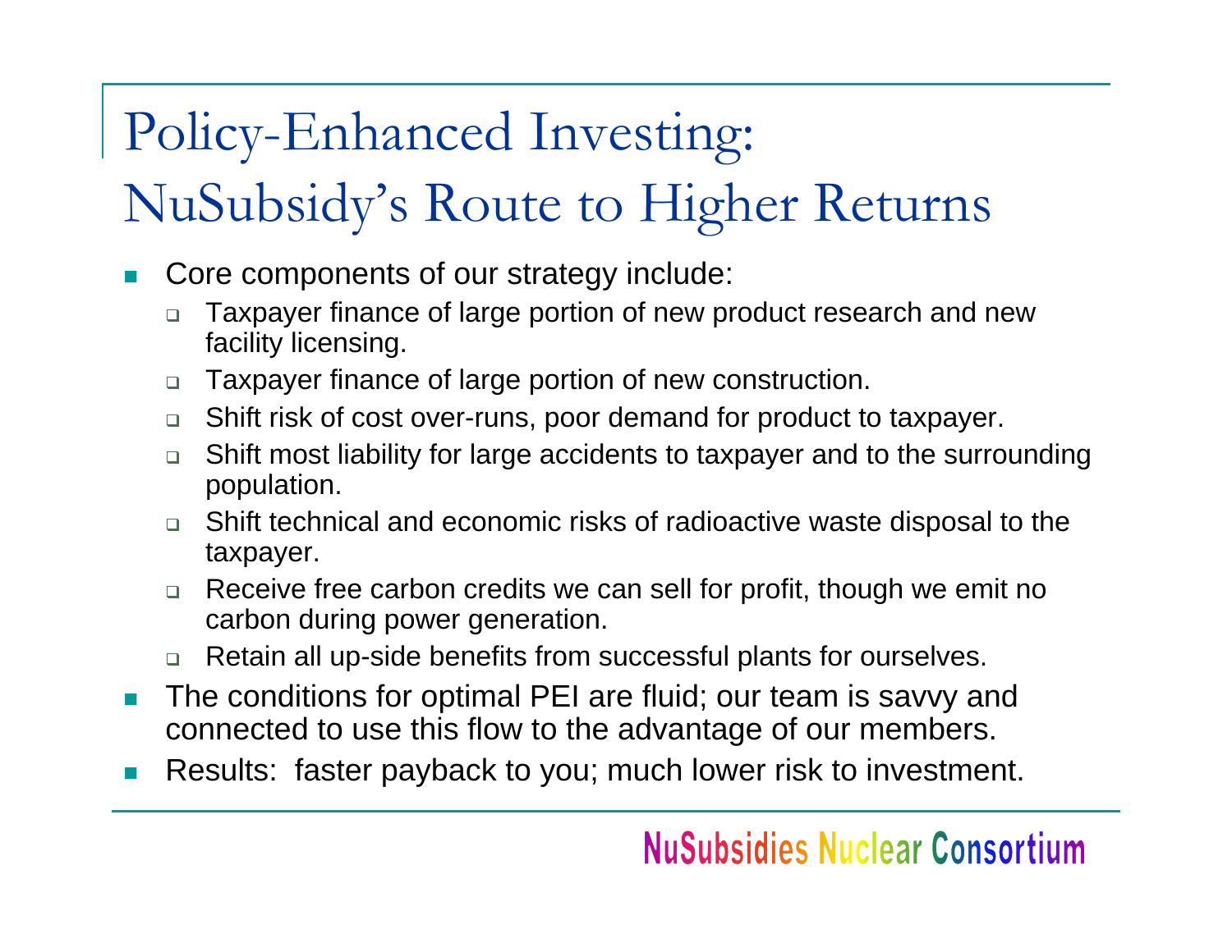# Policy-Enhanced Investing: NuSubsidy's Route to Higher Returns

- Core components of our strategy include:
  - Taxpayer finance of large portion of new product research and new facility licensing.
  - Taxpayer finance of large portion of new construction.
  - Shift risk of cost over-runs, poor demand for product to taxpayer.
  - Shift most liability for large accidents to taxpayer and to the surrounding population.
  - Shift technical and economic risks of radioactive waste disposal to the taxpayer.
  - Receive free carbon credits we can sell for profit, though we emit no carbon during power generation.
  - Retain all up-side benefits from successful plants for ourselves.
- The conditions for optimal PEI are fluid; our team is savvy and connected to use this flow to the advantage of our members.
- Results: faster payback to you; much lower risk to investment.

NuSubsidies Nuclear Consortium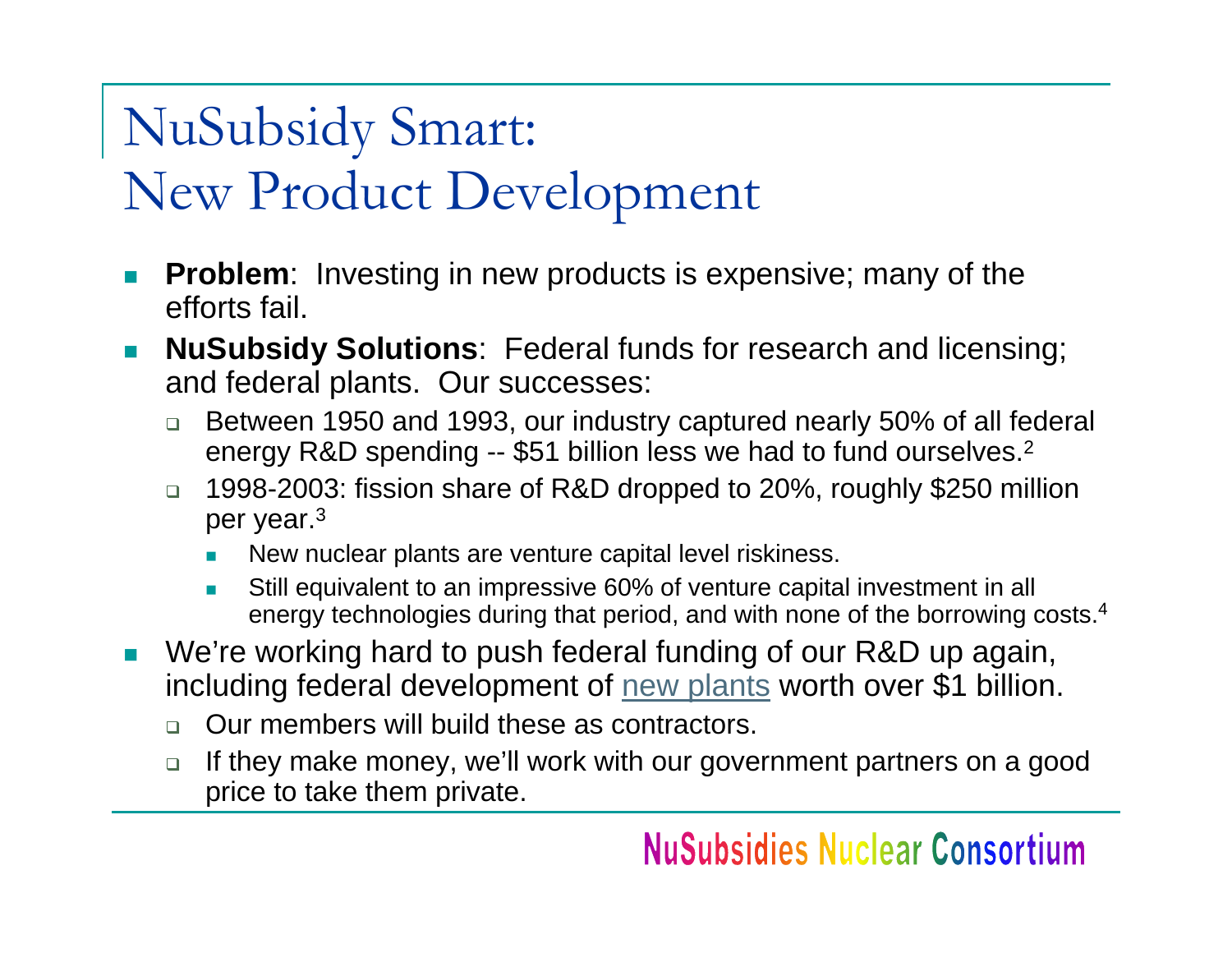# NuSubsidy Smart: New Product Development

- **Problem**: Investing in new products is expensive; many of the efforts fail.
- **NuSubsidy Solutions**: Federal funds for research and licensing; and federal plants. Our successes:
  - Between 1950 and 1993, our industry captured nearly 50% of all federal energy R&D spending -- $51 billion less we had to fund ourselves.[2]
  - 1998-2003: fission share of R&D dropped to 20%, roughly $250 million per year.[3]
    - New nuclear plants are venture capital level riskiness.
    - Still equivalent to an impressive 60% of venture capital investment in all energy technologies during that period, and with none of the borrowing costs.[4]
- We're working hard to push federal funding of our R&D up again, including federal development of new plants worth over $1 billion.
  - Our members will build these as contractors.
  - If they make money, we'll work with our government partners on a good price to take them private.

NuSubsidies Nuclear Consortium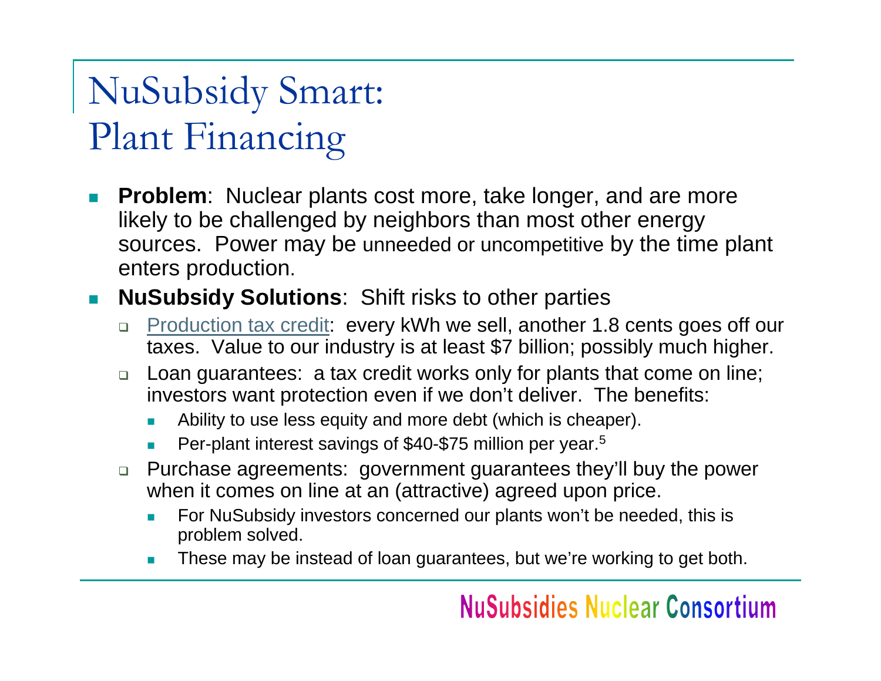# NuSubsidy Smart: Plant Financing

- **Problem**: Nuclear plants cost more, take longer, and are more likely to be challenged by neighbors than most other energy sources. Power may be unneeded or uncompetitive by the time plant enters production.
- **NuSubsidy Solutions**: Shift risks to other parties
  - Production tax credit: every kWh we sell, another 1.8 cents goes off our taxes. Value to our industry is at least $7 billion; possibly much higher.
  - Loan guarantees: a tax credit works only for plants that come on line; investors want protection even if we don't deliver. The benefits:
    - Ability to use less equity and more debt (which is cheaper).
    - Per-plant interest savings of $40-$75 million per year.[5]
  - Purchase agreements: government guarantees they'll buy the power when it comes on line at an (attractive) agreed upon price.
    - For NuSubsidy investors concerned our plants won't be needed, this is problem solved.
    - These may be instead of loan guarantees, but we're working to get both.

NuSubsidies Nuclear Consortium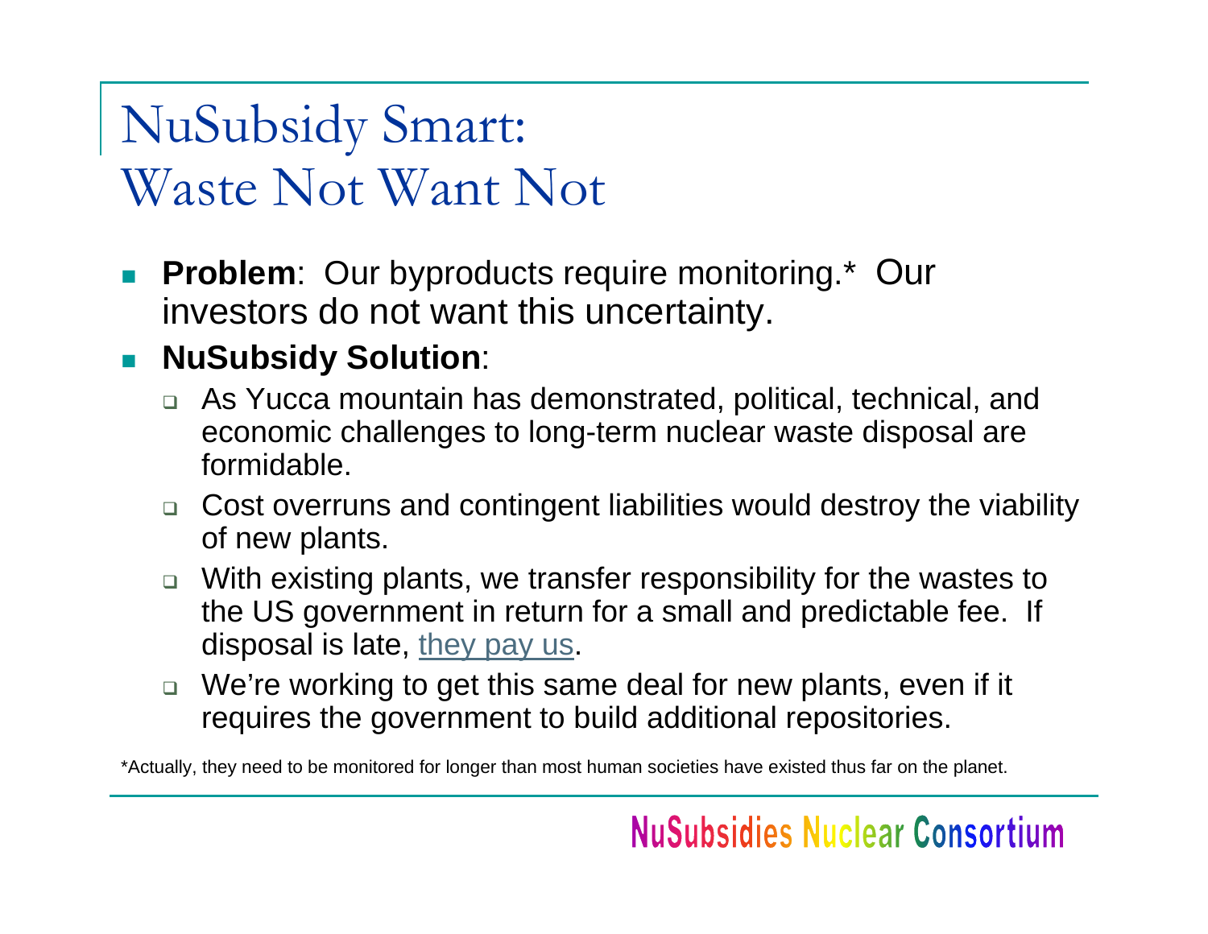# NuSubsidy Smart: Waste Not Want Not

- **Problem**: Our byproducts require monitoring.* Our investors do not want this uncertainty.
- **NuSubsidy Solution**:
  - As Yucca mountain has demonstrated, political, technical, and economic challenges to long-term nuclear waste disposal are formidable.
  - Cost overruns and contingent liabilities would destroy the viability of new plants.
  - With existing plants, we transfer responsibility for the wastes to the US government in return for a small and predictable fee. If disposal is late, they pay us.
  - We're working to get this same deal for new plants, even if it requires the government to build additional repositories.

*Actually, they need to be monitored for longer than most human societies have existed thus far on the planet.

NuSubsidies Nuclear Consortium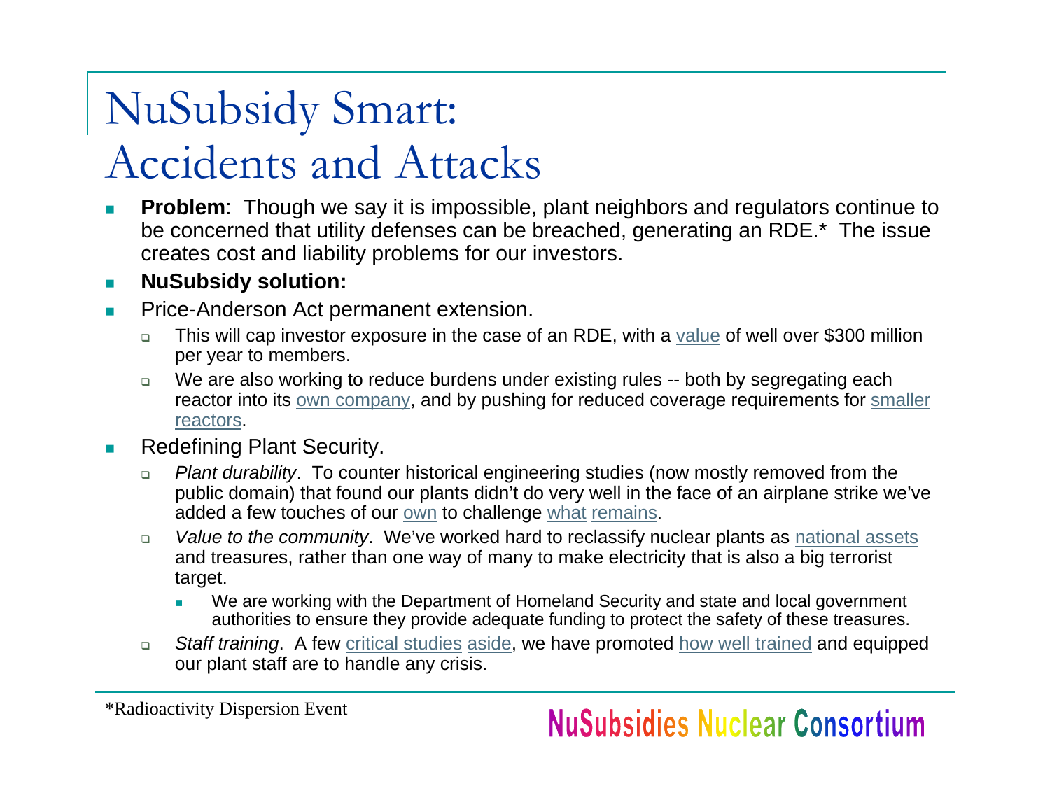# NuSubsidy Smart: Accidents and Attacks

- **Problem**: Though we say it is impossible, plant neighbors and regulators continue to be concerned that utility defenses can be breached, generating an RDE.* The issue creates cost and liability problems for our investors.
- **NuSubsidy solution:**
- Price-Anderson Act permanent extension.
  - This will cap investor exposure in the case of an RDE, with a value of well over $300 million per year to members.
  - We are also working to reduce burdens under existing rules -- both by segregating each reactor into its own company, and by pushing for reduced coverage requirements for smaller reactors.
- Redefining Plant Security.
  - *Plant durability*. To counter historical engineering studies (now mostly removed from the public domain) that found our plants didn't do very well in the face of an airplane strike we've added a few touches of our own to challenge what remains.
  - *Value to the community*. We've worked hard to reclassify nuclear plants as national assets and treasures, rather than one way of many to make electricity that is also a big terrorist target.
    - We are working with the Department of Homeland Security and state and local government authorities to ensure they provide adequate funding to protect the safety of these treasures.
  - *Staff training*. A few critical studies aside, we have promoted how well trained and equipped our plant staff are to handle any crisis.

*Radioactivity Dispersion Event

NuSubsidies Nuclear Consortium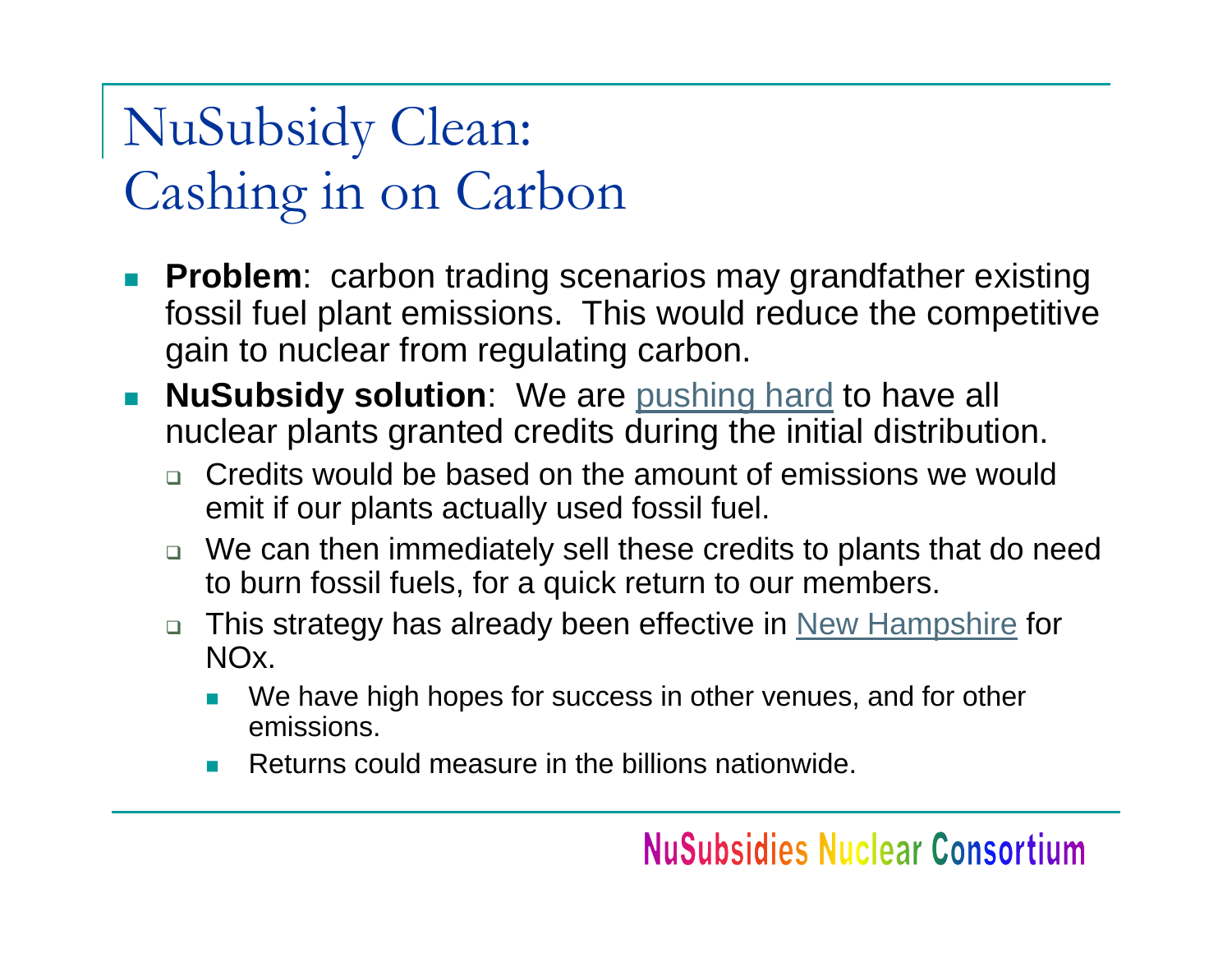# NuSubsidy Clean: Cashing in on Carbon

- **Problem**: carbon trading scenarios may grandfather existing fossil fuel plant emissions. This would reduce the competitive gain to nuclear from regulating carbon.
- **NuSubsidy solution**: We are pushing hard to have all nuclear plants granted credits during the initial distribution.
  - Credits would be based on the amount of emissions we would emit if our plants actually used fossil fuel.
  - We can then immediately sell these credits to plants that do need to burn fossil fuels, for a quick return to our members.
  - This strategy has already been effective in New Hampshire for NOx.
    - We have high hopes for success in other venues, and for other emissions.
    - Returns could measure in the billions nationwide.

NuSubsidies Nuclear Consortium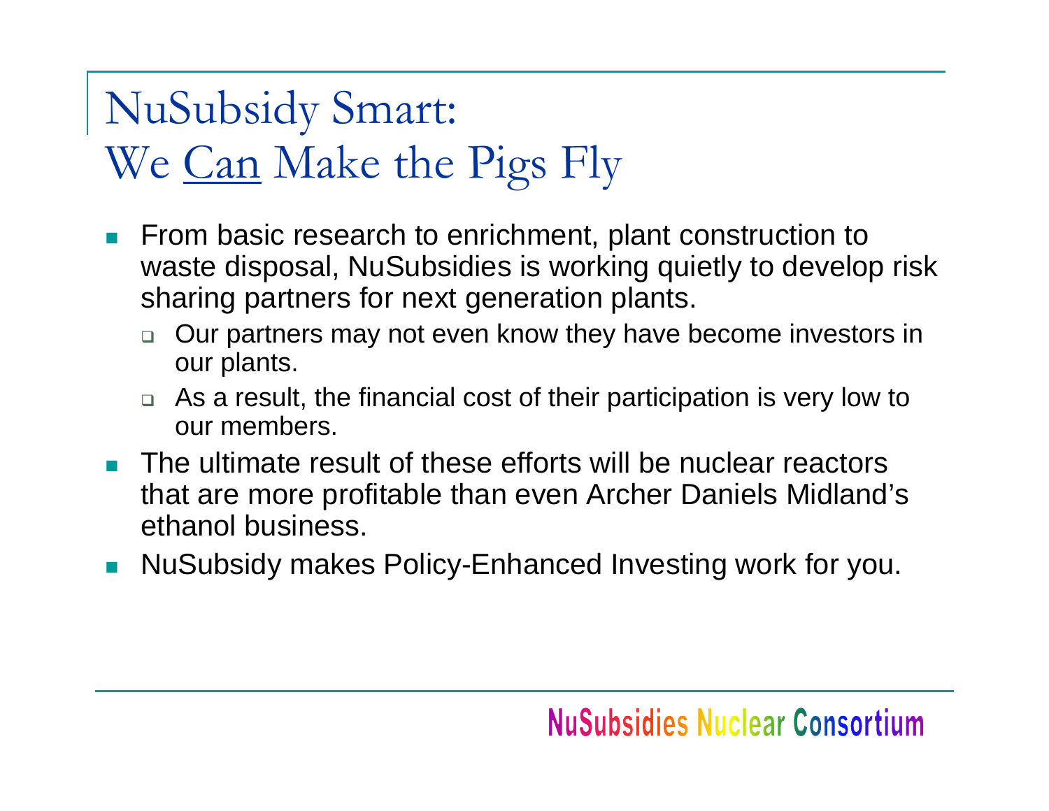# NuSubsidy Smart: We Can Make the Pigs Fly

- From basic research to enrichment, plant construction to waste disposal, NuSubsidies is working quietly to develop risk sharing partners for next generation plants.
  - Our partners may not even know they have become investors in our plants.
  - As a result, the financial cost of their participation is very low to our members.
- The ultimate result of these efforts will be nuclear reactors that are more profitable than even Archer Daniels Midland's ethanol business.
- NuSubsidy makes Policy-Enhanced Investing work for you.

NuSubsidies Nuclear Consortium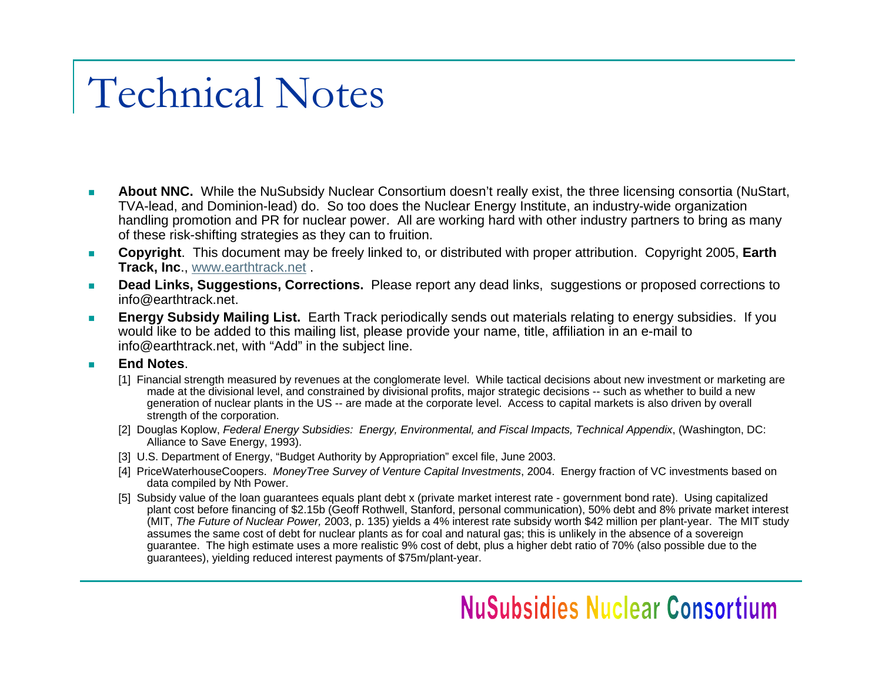# Technical Notes

- **About NNC.** While the NuSubsidy Nuclear Consortium doesn't really exist, the three licensing consortia (NuStart, TVA-lead, and Dominion-lead) do. So too does the Nuclear Energy Institute, an industry-wide organization handling promotion and PR for nuclear power. All are working hard with other industry partners to bring as many of these risk-shifting strategies as they can to fruition.
- **Copyright**. This document may be freely linked to, or distributed with proper attribution. Copyright 2005, **Earth Track, Inc**., www.earthtrack.net .
- **Dead Links, Suggestions, Corrections.** Please report any dead links, suggestions or proposed corrections to info@earthtrack.net.
- **Energy Subsidy Mailing List.** Earth Track periodically sends out materials relating to energy subsidies. If you would like to be added to this mailing list, please provide your name, title, affiliation in an e-mail to info@earthtrack.net, with "Add" in the subject line.
- **End Notes**.
  - [1] Financial strength measured by revenues at the conglomerate level. While tactical decisions about new investment or marketing are made at the divisional level, and constrained by divisional profits, major strategic decisions -- such as whether to build a new generation of nuclear plants in the US -- are made at the corporate level. Access to capital markets is also driven by overall strength of the corporation.
  - [2] Douglas Koplow, *Federal Energy Subsidies: Energy, Environmental, and Fiscal Impacts, Technical Appendix*, (Washington, DC: Alliance to Save Energy, 1993).
  - [3] U.S. Department of Energy, "Budget Authority by Appropriation" excel file, June 2003.
  - [4] PriceWaterhouseCoopers. *MoneyTree Survey of Venture Capital Investments*, 2004. Energy fraction of VC investments based on data compiled by Nth Power.
  - [5] Subsidy value of the loan guarantees equals plant debt x (private market interest rate - government bond rate). Using capitalized plant cost before financing of $2.15b (Geoff Rothwell, Stanford, personal communication), 50% debt and 8% private market interest (MIT, *The Future of Nuclear Power,* 2003, p. 135) yields a 4% interest rate subsidy worth $42 million per plant-year. The MIT study assumes the same cost of debt for nuclear plants as for coal and natural gas; this is unlikely in the absence of a sovereign guarantee. The high estimate uses a more realistic 9% cost of debt, plus a higher debt ratio of 70% (also possible due to the guarantees), yielding reduced interest payments of $75m/plant-year.

NuSubsidies Nuclear Consortium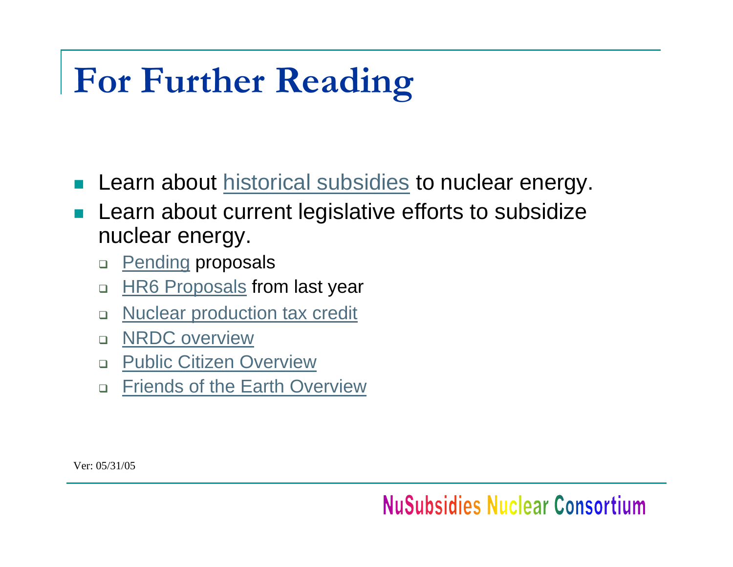# For Further Reading

- Learn about historical subsidies to nuclear energy.
- Learn about current legislative efforts to subsidize nuclear energy.
  - Pending proposals
  - HR6 Proposals from last year
  - Nuclear production tax credit
  - NRDC overview
  - Public Citizen Overview
  - Friends of the Earth Overview

Ver: 05/31/05

NuSubsidies Nuclear Consortium